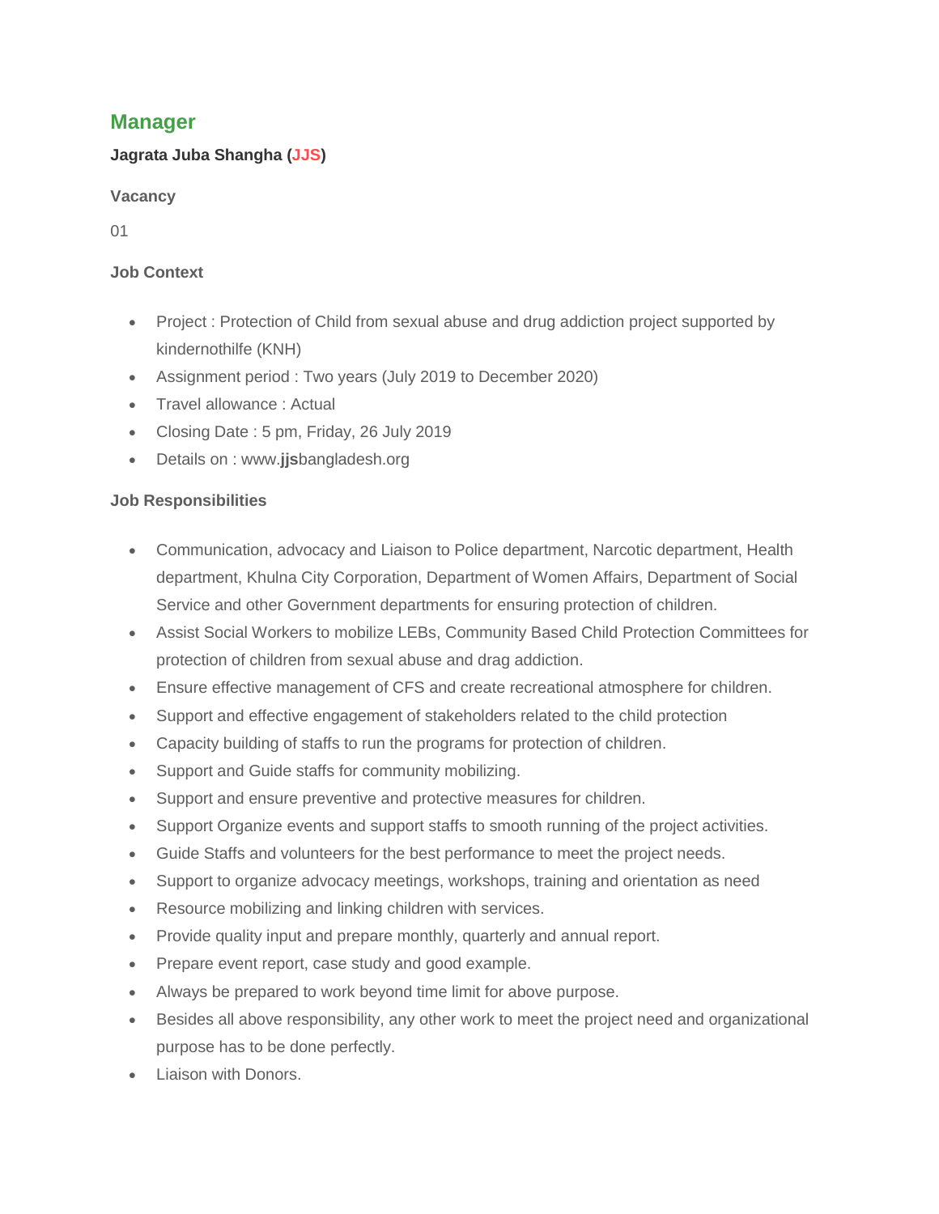# Manager

**Jagrata Juba Shangha (JJS)**

### Vacancy

01

### Job Context

- Project : Protection of Child from sexual abuse and drug addiction project supported by kindernothilfe (KNH)
- Assignment period : Two years (July 2019 to December 2020)
- Travel allowance : Actual
- Closing Date : 5 pm, Friday, 26 July 2019
- Details on : www.**jjs**bangladesh.org

### Job Responsibilities

- Communication, advocacy and Liaison to Police department, Narcotic department, Health department, Khulna City Corporation, Department of Women Affairs, Department of Social Service and other Government departments for ensuring protection of children.
- Assist Social Workers to mobilize LEBs, Community Based Child Protection Committees for protection of children from sexual abuse and drag addiction.
- Ensure effective management of CFS and create recreational atmosphere for children.
- Support and effective engagement of stakeholders related to the child protection
- Capacity building of staffs to run the programs for protection of children.
- Support and Guide staffs for community mobilizing.
- Support and ensure preventive and protective measures for children.
- Support Organize events and support staffs to smooth running of the project activities.
- Guide Staffs and volunteers for the best performance to meet the project needs.
- Support to organize advocacy meetings, workshops, training and orientation as need
- Resource mobilizing and linking children with services.
- Provide quality input and prepare monthly, quarterly and annual report.
- Prepare event report, case study and good example.
- Always be prepared to work beyond time limit for above purpose.
- Besides all above responsibility, any other work to meet the project need and organizational purpose has to be done perfectly.
- Liaison with Donors.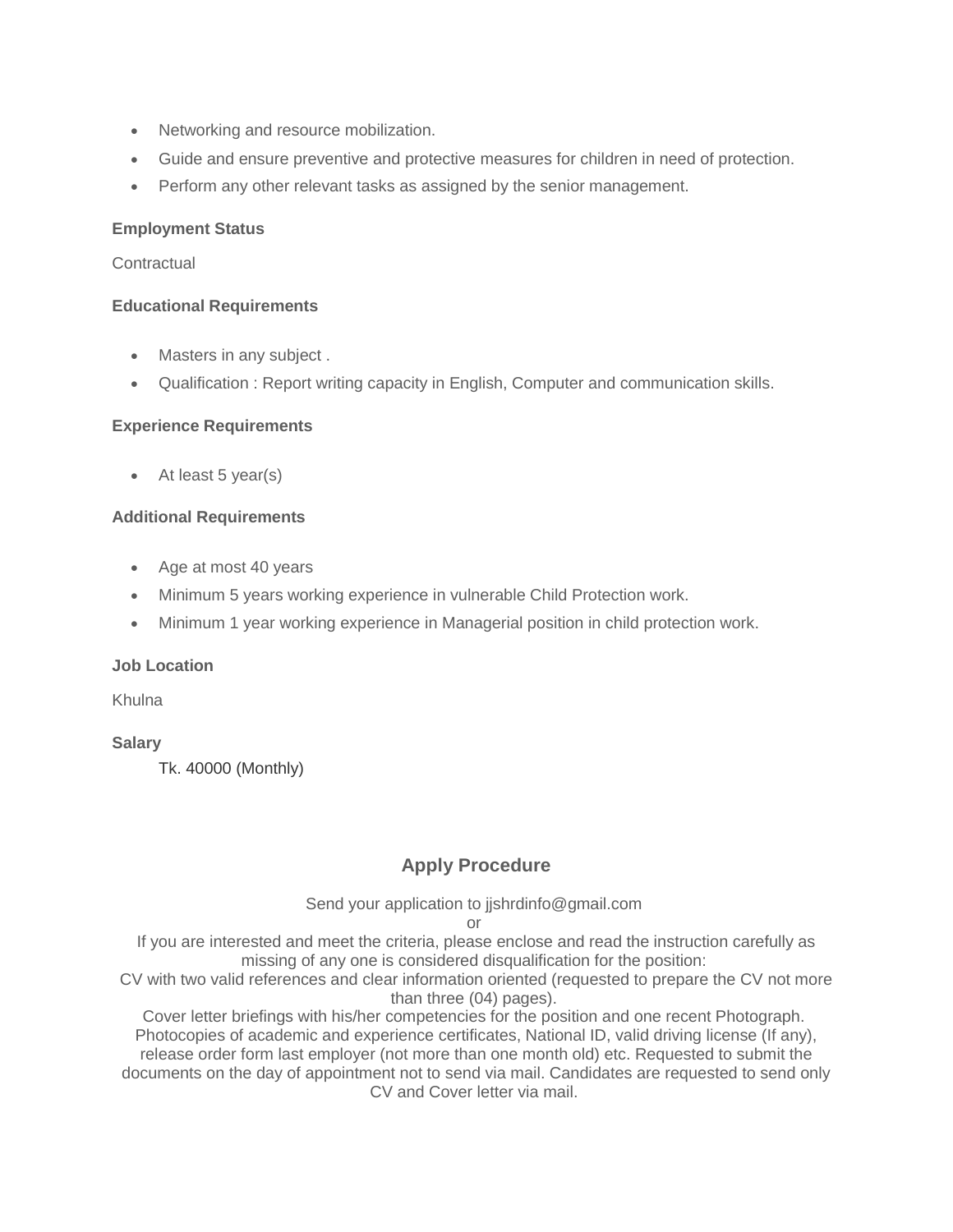- Networking and resource mobilization.
- Guide and ensure preventive and protective measures for children in need of protection.
- Perform any other relevant tasks as assigned by the senior management.

**Employment Status**

Contractual

**Educational Requirements**

- Masters in any subject .
- Qualification : Report writing capacity in English, Computer and communication skills.

**Experience Requirements**

- At least 5 year(s)

**Additional Requirements**

- Age at most 40 years
- Minimum 5 years working experience in vulnerable Child Protection work.
- Minimum 1 year working experience in Managerial position in child protection work.

**Job Location**

Khulna

**Salary**

Tk. 40000 (Monthly)

## Apply Procedure

Send your application to jjshrdinfo@gmail.com
or
If you are interested and meet the criteria, please enclose and read the instruction carefully as missing of any one is considered disqualification for the position:
CV with two valid references and clear information oriented (requested to prepare the CV not more than three (04) pages).
Cover letter briefings with his/her competencies for the position and one recent Photograph.
Photocopies of academic and experience certificates, National ID, valid driving license (If any), release order form last employer (not more than one month old) etc. Requested to submit the documents on the day of appointment not to send via mail. Candidates are requested to send only CV and Cover letter via mail.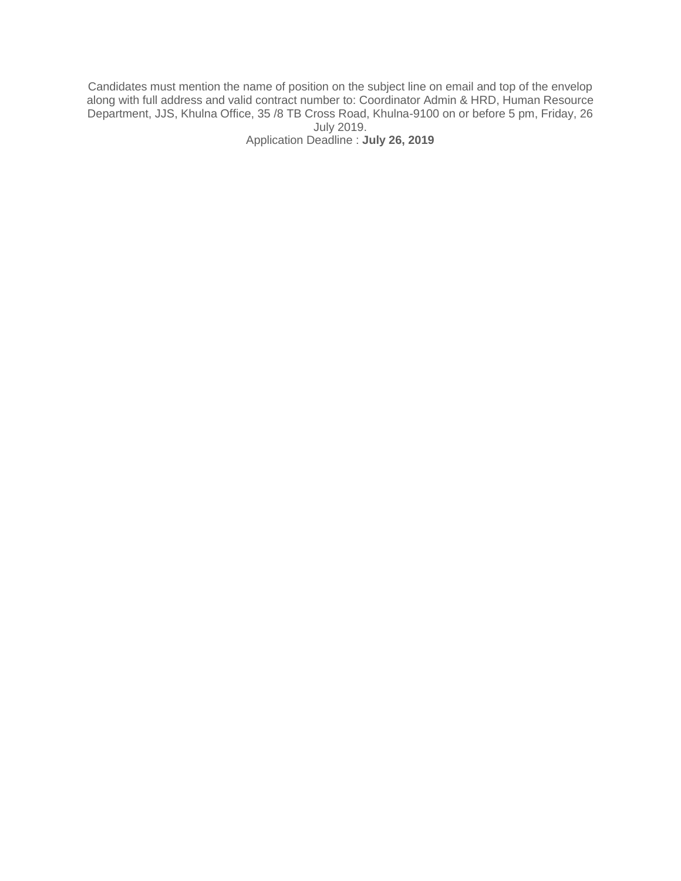Candidates must mention the name of position on the subject line on email and top of the envelop along with full address and valid contract number to: Coordinator Admin & HRD, Human Resource Department, JJS, Khulna Office, 35 /8 TB Cross Road, Khulna-9100 on or before 5 pm, Friday, 26 July 2019.

Application Deadline : **July 26, 2019**